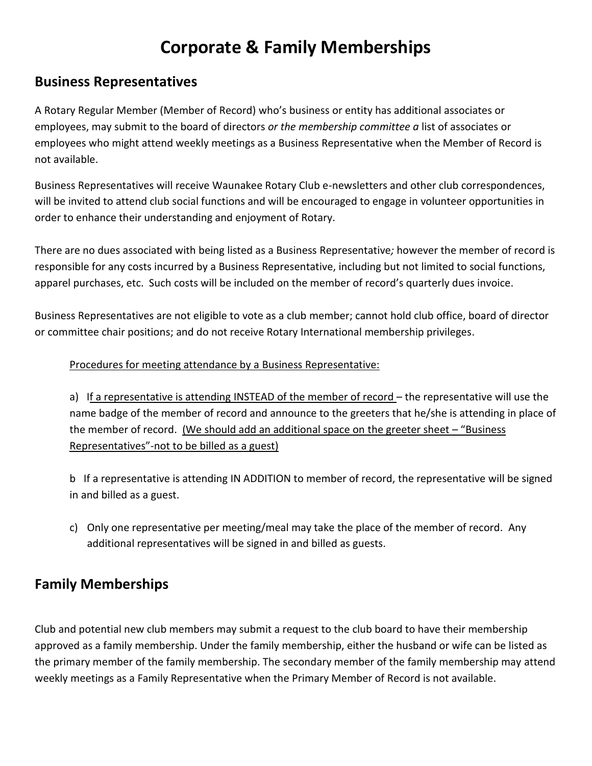# Corporate & Family Memberships

## Business Representatives

A Rotary Regular Member (Member of Record) who's business or entity has additional associates or employees, may submit to the board of directors *or the membership committee a* list of associates or employees who might attend weekly meetings as a Business Representative when the Member of Record is not available.

Business Representatives will receive Waunakee Rotary Club e-newsletters and other club correspondences, will be invited to attend club social functions and will be encouraged to engage in volunteer opportunities in order to enhance their understanding and enjoyment of Rotary.

There are no dues associated with being listed as a Business Representative*;* however the member of record is responsible for any costs incurred by a Business Representative, including but not limited to social functions, apparel purchases, etc. Such costs will be included on the member of record's quarterly dues invoice.

Business Representatives are not eligible to vote as a club member; cannot hold club office, board of director or committee chair positions; and do not receive Rotary International membership privileges.

<u>Procedures for meeting attendance by a Business Representative:</u>

a) <u>If a representative is attending INSTEAD of the member of record</u> – the representative will use the name badge of the member of record and announce to the greeters that he/she is attending in place of the member of record. <u>(We should add an additional space on the greeter sheet – "Business Representatives"-not to be billed as a guest)</u>

b If a representative is attending IN ADDITION to member of record, the representative will be signed in and billed as a guest.

c) Only one representative per meeting/meal may take the place of the member of record. Any additional representatives will be signed in and billed as guests.

## Family Memberships

Club and potential new club members may submit a request to the club board to have their membership approved as a family membership. Under the family membership, either the husband or wife can be listed as the primary member of the family membership. The secondary member of the family membership may attend weekly meetings as a Family Representative when the Primary Member of Record is not available.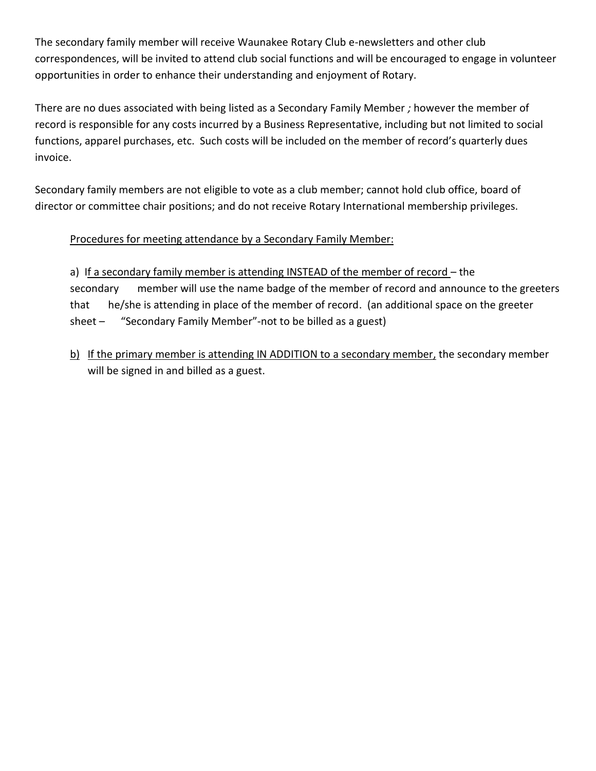The secondary family member will receive Waunakee Rotary Club e-newsletters and other club correspondences, will be invited to attend club social functions and will be encouraged to engage in volunteer opportunities in order to enhance their understanding and enjoyment of Rotary.

There are no dues associated with being listed as a Secondary Family Member *;* however the member of record is responsible for any costs incurred by a Business Representative, including but not limited to social functions, apparel purchases, etc. Such costs will be included on the member of record's quarterly dues invoice.

Secondary family members are not eligible to vote as a club member; cannot hold club office, board of director or committee chair positions; and do not receive Rotary International membership privileges.

<u>Procedures for meeting attendance by a Secondary Family Member:</u>

a) I<u>f a secondary family member is attending INSTEAD of the member of record</u> – the secondary member will use the name badge of the member of record and announce to the greeters that he/she is attending in place of the member of record. (an additional space on the greeter sheet – "Secondary Family Member"-not to be billed as a guest)

<u>b)</u> <u>If the primary member is attending IN ADDITION to a secondary member,</u> the secondary member will be signed in and billed as a guest.